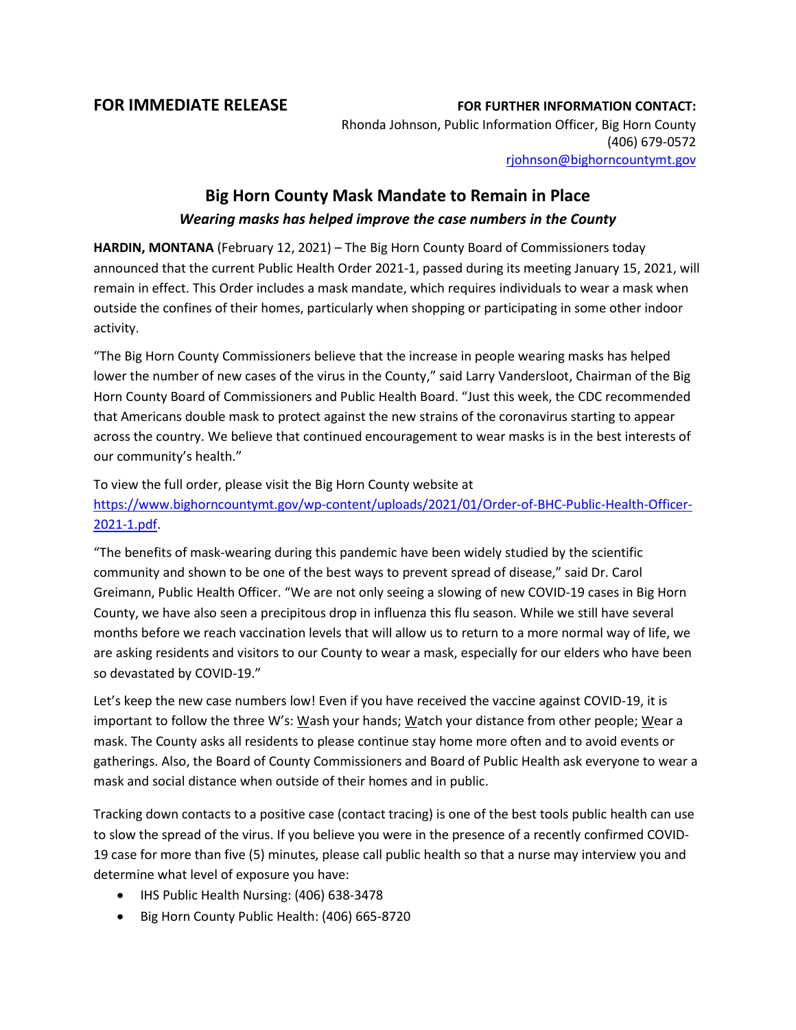**FOR IMMEDIATE RELEASE**

**FOR FURTHER INFORMATION CONTACT:**
Rhonda Johnson, Public Information Officer, Big Horn County
(406) 679-0572
rjohnson@bighorncountymt.gov

# Big Horn County Mask Mandate to Remain in Place

***Wearing masks has helped improve the case numbers in the County***

**HARDIN, MONTANA** (February 12, 2021) – The Big Horn County Board of Commissioners today announced that the current Public Health Order 2021-1, passed during its meeting January 15, 2021, will remain in effect. This Order includes a mask mandate, which requires individuals to wear a mask when outside the confines of their homes, particularly when shopping or participating in some other indoor activity.

"The Big Horn County Commissioners believe that the increase in people wearing masks has helped lower the number of new cases of the virus in the County," said Larry Vandersloot, Chairman of the Big Horn County Board of Commissioners and Public Health Board. "Just this week, the CDC recommended that Americans double mask to protect against the new strains of the coronavirus starting to appear across the country. We believe that continued encouragement to wear masks is in the best interests of our community's health."

To view the full order, please visit the Big Horn County website at https://www.bighorncountymt.gov/wp-content/uploads/2021/01/Order-of-BHC-Public-Health-Officer-2021-1.pdf.

"The benefits of mask-wearing during this pandemic have been widely studied by the scientific community and shown to be one of the best ways to prevent spread of disease," said Dr. Carol Greimann, Public Health Officer. "We are not only seeing a slowing of new COVID-19 cases in Big Horn County, we have also seen a precipitous drop in influenza this flu season. While we still have several months before we reach vaccination levels that will allow us to return to a more normal way of life, we are asking residents and visitors to our County to wear a mask, especially for our elders who have been so devastated by COVID-19."

Let's keep the new case numbers low! Even if you have received the vaccine against COVID-19, it is important to follow the three W's: Wash your hands; Watch your distance from other people; Wear a mask. The County asks all residents to please continue stay home more often and to avoid events or gatherings. Also, the Board of County Commissioners and Board of Public Health ask everyone to wear a mask and social distance when outside of their homes and in public.

Tracking down contacts to a positive case (contact tracing) is one of the best tools public health can use to slow the spread of the virus. If you believe you were in the presence of a recently confirmed COVID-19 case for more than five (5) minutes, please call public health so that a nurse may interview you and determine what level of exposure you have:

- IHS Public Health Nursing: (406) 638-3478
- Big Horn County Public Health: (406) 665-8720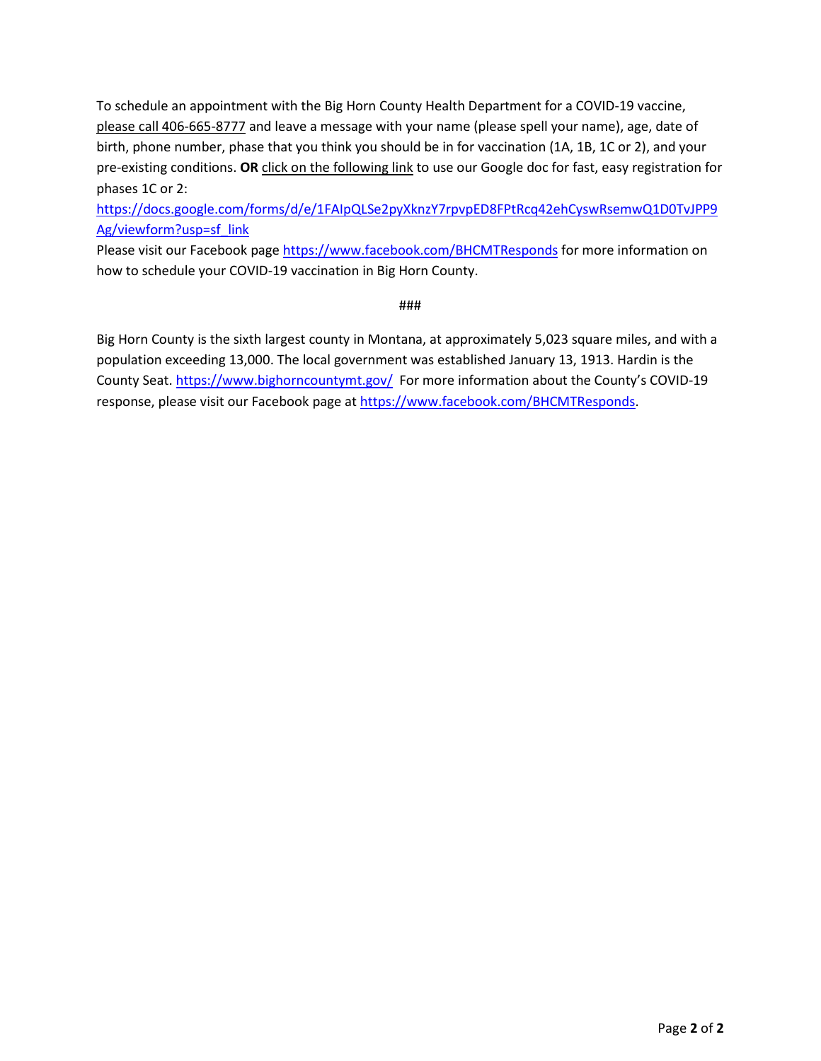To schedule an appointment with the Big Horn County Health Department for a COVID-19 vaccine, please call 406-665-8777 and leave a message with your name (please spell your name), age, date of birth, phone number, phase that you think you should be in for vaccination (1A, 1B, 1C or 2), and your pre-existing conditions. **OR** click on the following link to use our Google doc for fast, easy registration for phases 1C or 2:
https://docs.google.com/forms/d/e/1FAIpQLSe2pyXknzY7rpvpED8FPtRcq42ehCyswRsemwQ1D0TvJPP9Ag/viewform?usp=sf_link
Please visit our Facebook page https://www.facebook.com/BHCMTResponds for more information on how to schedule your COVID-19 vaccination in Big Horn County.

###

Big Horn County is the sixth largest county in Montana, at approximately 5,023 square miles, and with a population exceeding 13,000. The local government was established January 13, 1913. Hardin is the County Seat. https://www.bighorncountymt.gov/ For more information about the County's COVID-19 response, please visit our Facebook page at https://www.facebook.com/BHCMTResponds.